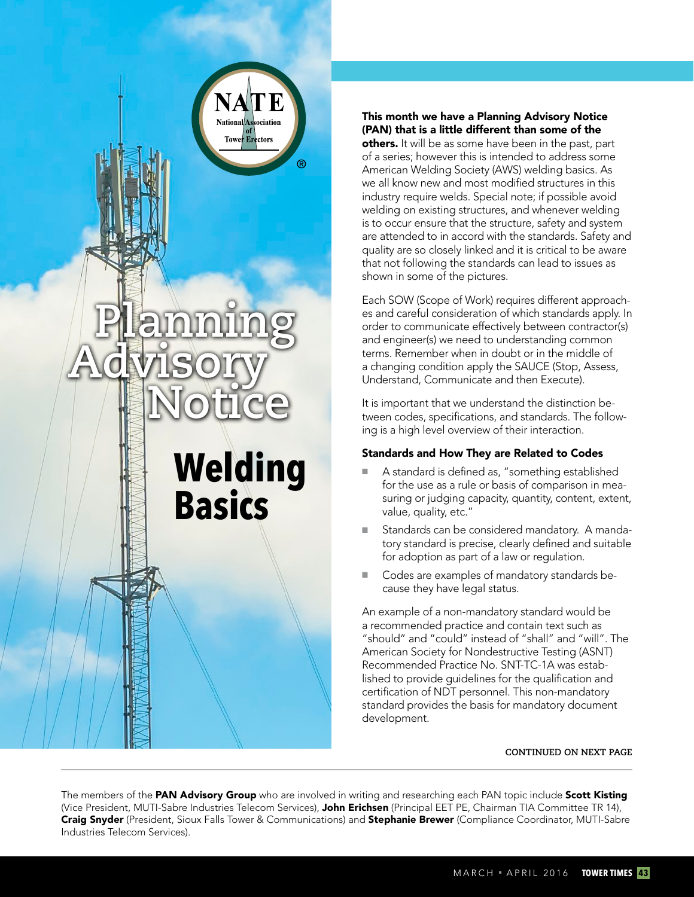# Planning Advisory Notice

## Welding Basics

**This month we have a Planning Advisory Notice (PAN) that is a little different than some of the others.** It will be as some have been in the past, part of a series; however this is intended to address some American Welding Society (AWS) welding basics. As we all know new and most modified structures in this industry require welds. Special note; if possible avoid welding on existing structures, and whenever welding is to occur ensure that the structure, safety and system are attended to in accord with the standards. Safety and quality are so closely linked and it is critical to be aware that not following the standards can lead to issues as shown in some of the pictures.

Each SOW (Scope of Work) requires different approaches and careful consideration of which standards apply. In order to communicate effectively between contractor(s) and engineer(s) we need to understanding common terms. Remember when in doubt or in the middle of a changing condition apply the SAUCE (Stop, Assess, Understand, Communicate and then Execute).

It is important that we understand the distinction between codes, specifications, and standards. The following is a high level overview of their interaction.

### Standards and How They are Related to Codes

- A standard is defined as, "something established for the use as a rule or basis of comparison in measuring or judging capacity, quantity, content, extent, value, quality, etc."
- Standards can be considered mandatory. A mandatory standard is precise, clearly defined and suitable for adoption as part of a law or regulation.
- Codes are examples of mandatory standards because they have legal status.

An example of a non-mandatory standard would be a recommended practice and contain text such as "should" and "could" instead of "shall" and "will". The American Society for Nondestructive Testing (ASNT) Recommended Practice No. SNT-TC-1A was established to provide guidelines for the qualification and certification of NDT personnel. This non-mandatory standard provides the basis for mandatory document development.

CONTINUED ON NEXT PAGE

The members of the **PAN Advisory Group** who are involved in writing and researching each PAN topic include **Scott Kisting** (Vice President, MUTI-Sabre Industries Telecom Services), **John Erichsen** (Principal EET PE, Chairman TIA Committee TR 14), **Craig Snyder** (President, Sioux Falls Tower & Communications) and **Stephanie Brewer** (Compliance Coordinator, MUTI-Sabre Industries Telecom Services).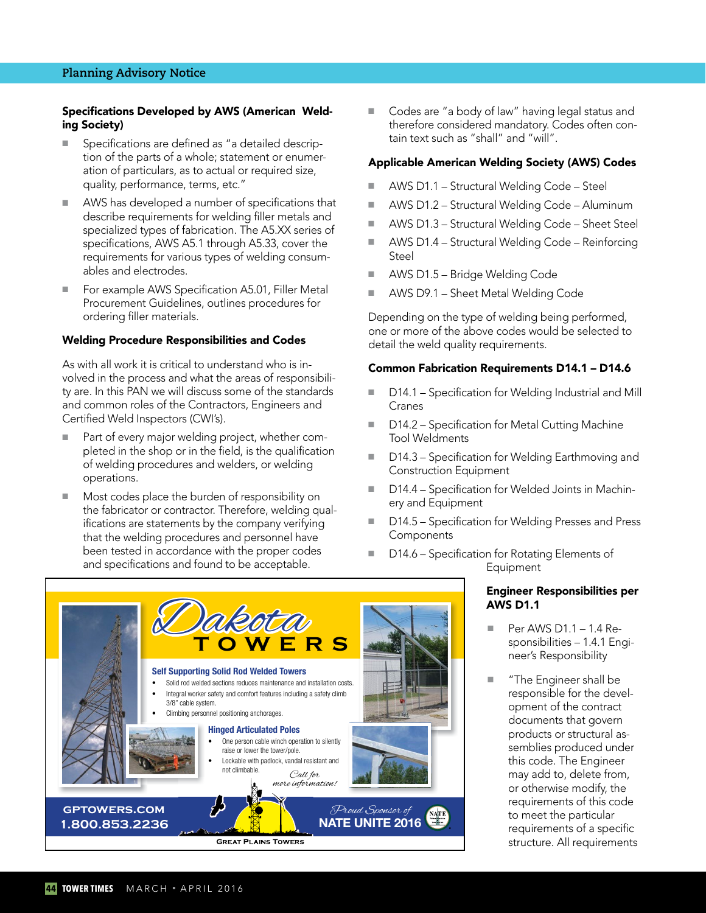### Specifications Developed by AWS (American Welding Society)

- Specifications are defined as "a detailed description of the parts of a whole; statement or enumeration of particulars, as to actual or required size, quality, performance, terms, etc."
- AWS has developed a number of specifications that describe requirements for welding filler metals and specialized types of fabrication. The A5.XX series of specifications, AWS A5.1 through A5.33, cover the requirements for various types of welding consumables and electrodes.
- For example AWS Specification A5.01, Filler Metal Procurement Guidelines, outlines procedures for ordering filler materials.

### Welding Procedure Responsibilities and Codes

As with all work it is critical to understand who is involved in the process and what the areas of responsibility are. In this PAN we will discuss some of the standards and common roles of the Contractors, Engineers and Certified Weld Inspectors (CWI's).

- Part of every major welding project, whether completed in the shop or in the field, is the qualification of welding procedures and welders, or welding operations.
- Most codes place the burden of responsibility on the fabricator or contractor. Therefore, welding qualifications are statements by the company verifying that the welding procedures and personnel have been tested in accordance with the proper codes and specifications and found to be acceptable.
- Codes are "a body of law" having legal status and therefore considered mandatory. Codes often contain text such as "shall" and "will".

### Applicable American Welding Society (AWS) Codes

- AWS D1.1 – Structural Welding Code – Steel
- AWS D1.2 – Structural Welding Code – Aluminum
- AWS D1.3 – Structural Welding Code – Sheet Steel
- AWS D1.4 – Structural Welding Code – Reinforcing Steel
- AWS D1.5 – Bridge Welding Code
- AWS D9.1 – Sheet Metal Welding Code

Depending on the type of welding being performed, one or more of the above codes would be selected to detail the weld quality requirements.

### Common Fabrication Requirements D14.1 – D14.6

- D14.1 – Specification for Welding Industrial and Mill Cranes
- D14.2 – Specification for Metal Cutting Machine Tool Weldments
- D14.3 – Specification for Welding Earthmoving and Construction Equipment
- D14.4 – Specification for Welded Joints in Machinery and Equipment
- D14.5 – Specification for Welding Presses and Press Components
- D14.6 – Specification for Rotating Elements of Equipment

### Engineer Responsibilities per AWS D1.1

- Per AWS D1.1 – 1.4 Responsibilities – 1.4.1 Engineer's Responsibility
- "The Engineer shall be responsible for the development of the contract documents that govern products or structural assemblies produced under this code. The Engineer may add to, delete from, or otherwise modify, the requirements of this code to meet the particular requirements of a specific structure. All requirements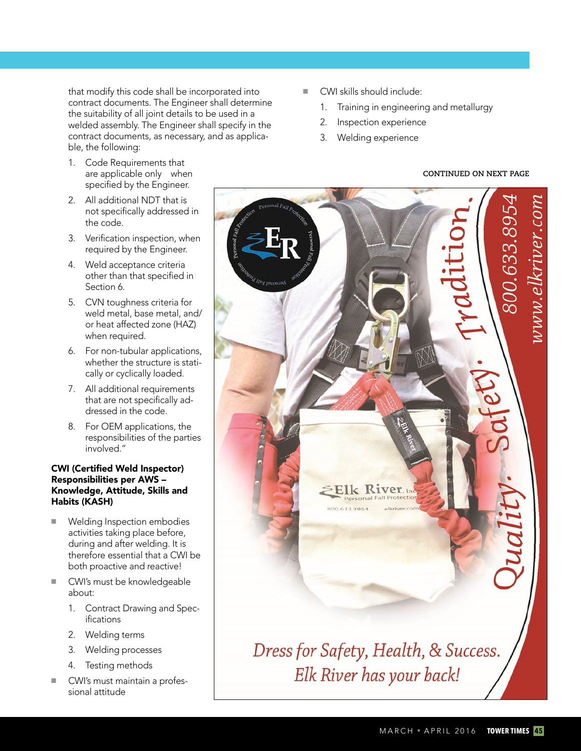that modify this code shall be incorporated into contract documents. The Engineer shall determine the suitability of all joint details to be used in a welded assembly. The Engineer shall specify in the contract documents, as necessary, and as applicable, the following:

1. Code Requirements that are applicable only when specified by the Engineer.
2. All additional NDT that is not specifically addressed in the code.
3. Verification inspection, when required by the Engineer.
4. Weld acceptance criteria other than that specified in Section 6.
5. CVN toughness criteria for weld metal, base metal, and/or heat affected zone (HAZ) when required.
6. For non-tubular applications, whether the structure is statically or cyclically loaded.
7. All additional requirements that are not specifically addressed in the code.
8. For OEM applications, the responsibilities of the parties involved."

**CWI (Certified Weld Inspector) Responsibilities per AWS – Knowledge, Attitude, Skills and Habits (KASH)**

- Welding Inspection embodies activities taking place before, during and after welding. It is therefore essential that a CWI be both proactive and reactive!
- CWI's must be knowledgeable about:
  1. Contract Drawing and Specifications
  2. Welding terms
  3. Welding processes
  4. Testing methods
- CWI's must maintain a professional attitude
- CWI skills should include:
  1. Training in engineering and metallurgy
  2. Inspection experience
  3. Welding experience

CONTINUED ON NEXT PAGE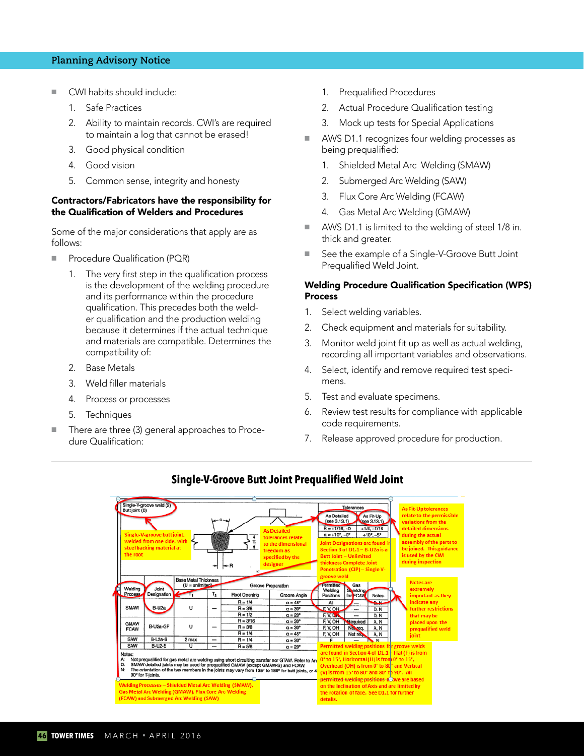- CWI habits should include:
  1. Safe Practices
  2. Ability to maintain records. CWI's are required to maintain a log that cannot be erased!
  3. Good physical condition
  4. Good vision
  5. Common sense, integrity and honesty

### Contractors/Fabricators have the responsibility for the Qualification of Welders and Procedures

Some of the major considerations that apply are as follows:

- Procedure Qualification (PQR)
  1. The very first step in the qualification process is the development of the welding procedure and its performance within the procedure qualification. This precedes both the welder qualification and the production welding because it determines if the actual technique and materials are compatible. Determines the compatibility of:
  2. Base Metals
  3. Weld filler materials
  4. Process or processes
  5. Techniques
- There are three (3) general approaches to Procedure Qualification:
  1. Prequalified Procedures
  2. Actual Procedure Qualification testing
  3. Mock up tests for Special Applications
- AWS D1.1 recognizes four welding processes as being prequalified:
  1. Shielded Metal Arc Welding (SMAW)
  2. Submerged Arc Welding (SAW)
  3. Flux Core Arc Welding (FCAW)
  4. Gas Metal Arc Welding (GMAW)
- AWS D1.1 is limited to the welding of steel 1/8 in. thick and greater.
- See the example of a Single-V-Groove Butt Joint Prequalified Weld Joint.

### Welding Procedure Qualification Specification (WPS) Process

1. Select welding variables.
2. Check equipment and materials for suitability.
3. Monitor weld joint fit up as well as actual welding, recording all important variables and observations.
4. Select, identify and remove required test specimens.
5. Test and evaluate specimens.
6. Review test results for compliance with applicable code requirements.
7. Release approved procedure for production.

### Single-V-Groove Butt Joint Prequalified Weld Joint

Single-V-groove weld (2)
Butt joint (B)

Single-V-groove butt joint, welded from one side, with steel backing material at the root

As Detailed tolerances relate to the dimensional freedom as specified by the designer

As Fit-Up tolerances relate to the permissible variations from the detailed dimensions during the actual assembly of the parts to be joined. This guidance is used by the CWI during inspection

| Tolerances | As Detailed (see 3.13.1) | As Fit-Up (see 3.13.1) |
|---|---|---|
| | R = +1/16, −0 | +1/4, −1/16 |
| | α = +10°, −0° | +10°, −5° |

Joint Designations are found in Section 3 of D1.1 – B-U2a is a Butt Joint – Unlimited thickness Complete Joint Penetration (CJP) – Single V-groove weld

| Welding Process | Joint Designation | Base Metal Thickness (U = unlimited) $T_1$ | $T_2$ | Root Opening | Groove Angle | Permitted Welding Positions | Gas Shielding for FCAW | Notes |
|---|---|---|---|---|---|---|---|---|
| SMAW | B-U2a | U | — | R = 1/4 | α = 45° | All | — | D, N |
| | | | | R = 3/8 | α = 30° | F, V, OH | — | D, N |
| | | | | R = 1/2 | α = 20° | F, V, OH | — | D, N |
| GMAW FCAW | B-U2a-GF | U | — | R = 3/16 | α = 30° | F, V, OH | Required | A, N |
| | | | | R = 3/8 | α = 30° | F, V, OH | Not req. | A, N |
| | | | | R = 1/4 | α = 45° | F, V, OH | Not req. | A, N |
| SAW | B-L2a-S | 2 max | — | R = 1/4 | α = 30° | F | — | N |
| SAW | B-U2-S | U | — | R = 5/8 | α = 20° | F | — | N |

Notes are extremely important as they indicate any further restrictions that may be placed upon the prequalified weld joint

Notes:
A: Not prequalified for gas metal arc welding using short circuiting transfer nor GTAW. Refer to An...
D: SMAW detailed joints may be used for prequalified GMAW (except GMAW-S) and FCAW.
N: The orientation of the two members in the joints may vary from 135° to 180° for butt joints, or 4... 90° for T-joints.

Welding Processes – Shielded Metal Arc Welding (SMAW), Gas Metal Arc Welding (GMAW), Flux Core Arc Welding (FCAW) and Submerged Arc Welding (SAW)

Permitted welding positions for groove welds are found in Section 4 of D1.1 – Flat (F) is from 0° to 15°, Horizontal (H) is from 0° to 15°, Overhead (OH) is from 0° to 80° and Vertical (V) is from 15° to 80° and 80° to 90°. All permitted welding positions above are based on the inclination of Axis and are limited by the rotation of face. See D1.1 for further details.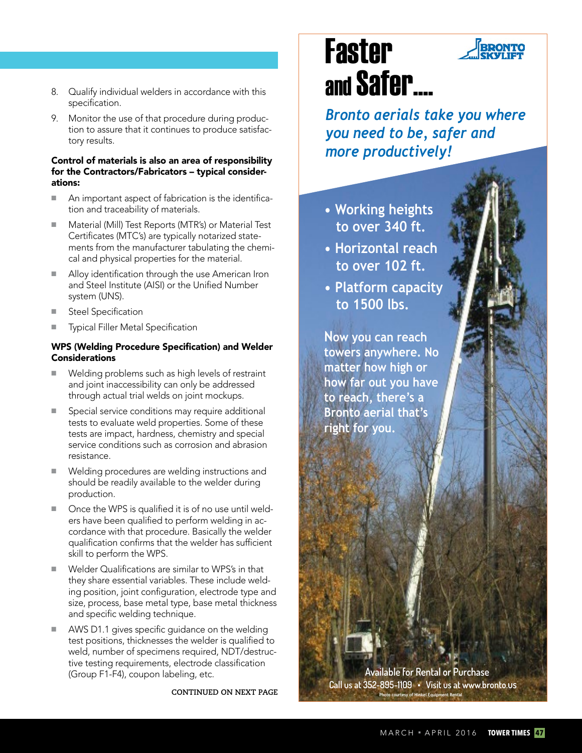8. Qualify individual welders in accordance with this specification.
9. Monitor the use of that procedure during production to assure that it continues to produce satisfactory results.

**Control of materials is also an area of responsibility for the Contractors/Fabricators – typical considerations:**

- An important aspect of fabrication is the identification and traceability of materials.
- Material (Mill) Test Reports (MTR's) or Material Test Certificates (MTC's) are typically notarized statements from the manufacturer tabulating the chemical and physical properties for the material.
- Alloy identification through the use American Iron and Steel Institute (AISI) or the Unified Number system (UNS).
- Steel Specification
- Typical Filler Metal Specification

**WPS (Welding Procedure Specification) and Welder Considerations**

- Welding problems such as high levels of restraint and joint inaccessibility can only be addressed through actual trial welds on joint mockups.
- Special service conditions may require additional tests to evaluate weld properties. Some of these tests are impact, hardness, chemistry and special service conditions such as corrosion and abrasion resistance.
- Welding procedures are welding instructions and should be readily available to the welder during production.
- Once the WPS is qualified it is of no use until welders have been qualified to perform welding in accordance with that procedure. Basically the welder qualification confirms that the welder has sufficient skill to perform the WPS.
- Welder Qualifications are similar to WPS's in that they share essential variables. These include welding position, joint configuration, electrode type and size, process, base metal type, base metal thickness and specific welding technique.
- AWS D1.1 gives specific guidance on the welding test positions, thicknesses the welder is qualified to weld, number of specimens required, NDT/destructive testing requirements, electrode classification (Group F1-F4), coupon labeling, etc.

CONTINUED ON NEXT PAGE

# Faster and Safer....

BRONTO SKYLIFT

*Bronto aerials take you where you need to be, safer and more productively!*

- Working heights to over 340 ft.
- Horizontal reach to over 102 ft.
- Platform capacity to 1500 lbs.

Now you can reach towers anywhere. No matter how high or how far out you have to reach, there's a Bronto aerial that's right for you.

Available for Rental or Purchase

Call us at 352-895-1109 • Visit us at www.bronto.us

Photo courtesy of Hinkel Equipment Rental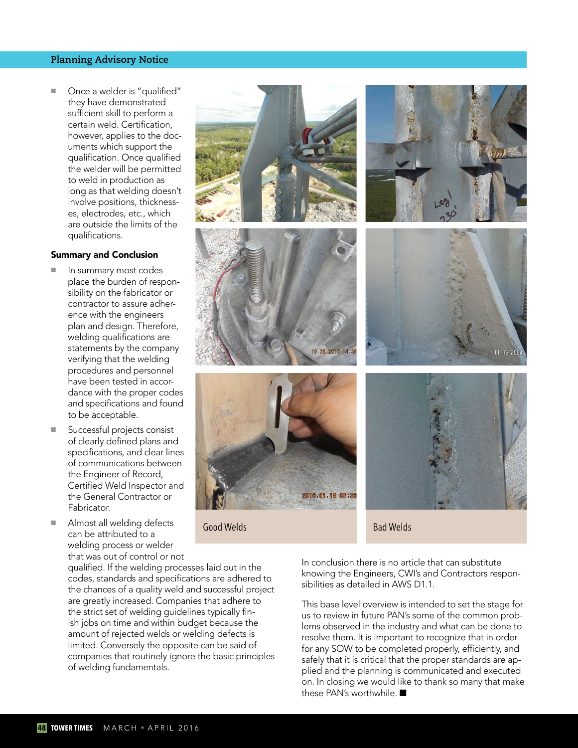- Once a welder is "qualified" they have demonstrated sufficient skill to perform a certain weld. Certification, however, applies to the documents which support the qualification. Once qualified the welder will be permitted to weld in production as long as that welding doesn't involve positions, thicknesses, electrodes, etc., which are outside the limits of the qualifications.

**Summary and Conclusion**

- In summary most codes place the burden of responsibility on the fabricator or contractor to assure adherence with the engineers plan and design. Therefore, welding qualifications are statements by the company verifying that the welding procedures and personnel have been tested in accordance with the proper codes and specifications and found to be acceptable.
- Successful projects consist of clearly defined plans and specifications, and clear lines of communications between the Engineer of Record, Certified Weld Inspector and the General Contractor or Fabricator.
- Almost all welding defects can be attributed to a welding process or welder that was out of control or not qualified. If the welding processes laid out in the codes, standards and specifications are adhered to the chances of a quality weld and successful project are greatly increased. Companies that adhere to the strict set of welding guidelines typically finish jobs on time and within budget because the amount of rejected welds or welding defects is limited. Conversely the opposite can be said of companies that routinely ignore the basic principles of welding fundamentals.

Good Welds

Bad Welds

In conclusion there is no article that can substitute knowing the Engineers, CWI's and Contractors responsibilities as detailed in AWS D1.1.

This base level overview is intended to set the stage for us to review in future PAN's some of the common problems observed in the industry and what can be done to resolve them. It is important to recognize that in order for any SOW to be completed properly, efficiently, and safely that it is critical that the proper standards are applied and the planning is communicated and executed on. In closing we would like to thank so many that make these PAN's worthwhile. ■